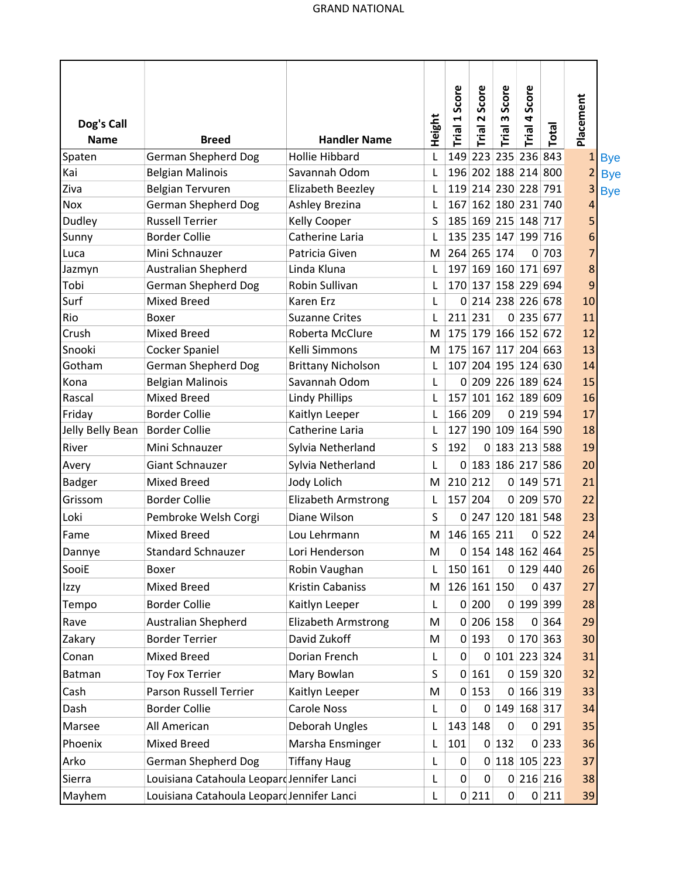# GRAND NATIONAL

| Dog's Call Name | Breed | Handler Name | Height | Trial 1 Score | Trial 2 Score | Trial 3 Score | Trial 4 Score | Total | Placement | |
|---|---|---|---|---|---|---|---|---|---|---|
| Spaten | German Shepherd Dog | Hollie Hibbard | L | 149 | 223 | 235 | 236 | 843 | 1 | Bye |
| Kai | Belgian Malinois | Savannah Odom | L | 196 | 202 | 188 | 214 | 800 | 2 | Bye |
| Ziva | Belgian Tervuren | Elizabeth Beezley | L | 119 | 214 | 230 | 228 | 791 | 3 | Bye |
| Nox | German Shepherd Dog | Ashley Brezina | L | 167 | 162 | 180 | 231 | 740 | 4 | |
| Dudley | Russell Terrier | Kelly Cooper | S | 185 | 169 | 215 | 148 | 717 | 5 | |
| Sunny | Border Collie | Catherine Laria | L | 135 | 235 | 147 | 199 | 716 | 6 | |
| Luca | Mini Schnauzer | Patricia Given | M | 264 | 265 | 174 | 0 | 703 | 7 | |
| Jazmyn | Australian Shepherd | Linda Kluna | L | 197 | 169 | 160 | 171 | 697 | 8 | |
| Tobi | German Shepherd Dog | Robin Sullivan | L | 170 | 137 | 158 | 229 | 694 | 9 | |
| Surf | Mixed Breed | Karen Erz | L | 0 | 214 | 238 | 226 | 678 | 10 | |
| Rio | Boxer | Suzanne Crites | L | 211 | 231 | 0 | 235 | 677 | 11 | |
| Crush | Mixed Breed | Roberta McClure | M | 175 | 179 | 166 | 152 | 672 | 12 | |
| Snooki | Cocker Spaniel | Kelli Simmons | M | 175 | 167 | 117 | 204 | 663 | 13 | |
| Gotham | German Shepherd Dog | Brittany Nicholson | L | 107 | 204 | 195 | 124 | 630 | 14 | |
| Kona | Belgian Malinois | Savannah Odom | L | 0 | 209 | 226 | 189 | 624 | 15 | |
| Rascal | Mixed Breed | Lindy Phillips | L | 157 | 101 | 162 | 189 | 609 | 16 | |
| Friday | Border Collie | Kaitlyn Leeper | L | 166 | 209 | 0 | 219 | 594 | 17 | |
| Jelly Belly Bean | Border Collie | Catherine Laria | L | 127 | 190 | 109 | 164 | 590 | 18 | |
| River | Mini Schnauzer | Sylvia Netherland | S | 192 | 0 | 183 | 213 | 588 | 19 | |
| Avery | Giant Schnauzer | Sylvia Netherland | L | 0 | 183 | 186 | 217 | 586 | 20 | |
| Badger | Mixed Breed | Jody Lolich | M | 210 | 212 | 0 | 149 | 571 | 21 | |
| Grissom | Border Collie | Elizabeth Armstrong | L | 157 | 204 | 0 | 209 | 570 | 22 | |
| Loki | Pembroke Welsh Corgi | Diane Wilson | S | 0 | 247 | 120 | 181 | 548 | 23 | |
| Fame | Mixed Breed | Lou Lehrmann | M | 146 | 165 | 211 | 0 | 522 | 24 | |
| Dannye | Standard Schnauzer | Lori Henderson | M | 0 | 154 | 148 | 162 | 464 | 25 | |
| SooiE | Boxer | Robin Vaughan | L | 150 | 161 | 0 | 129 | 440 | 26 | |
| Izzy | Mixed Breed | Kristin Cabaniss | M | 126 | 161 | 150 | 0 | 437 | 27 | |
| Tempo | Border Collie | Kaitlyn Leeper | L | 0 | 200 | 0 | 199 | 399 | 28 | |
| Rave | Australian Shepherd | Elizabeth Armstrong | M | 0 | 206 | 158 | 0 | 364 | 29 | |
| Zakary | Border Terrier | David Zukoff | M | 0 | 193 | 0 | 170 | 363 | 30 | |
| Conan | Mixed Breed | Dorian French | L | 0 | 0 | 101 | 223 | 324 | 31 | |
| Batman | Toy Fox Terrier | Mary Bowlan | S | 0 | 161 | 0 | 159 | 320 | 32 | |
| Cash | Parson Russell Terrier | Kaitlyn Leeper | M | 0 | 153 | 0 | 166 | 319 | 33 | |
| Dash | Border Collie | Carole Noss | L | 0 | 0 | 149 | 168 | 317 | 34 | |
| Marsee | All American | Deborah Ungles | L | 143 | 148 | 0 | 0 | 291 | 35 | |
| Phoenix | Mixed Breed | Marsha Ensminger | L | 101 | 0 | 132 | 0 | 233 | 36 | |
| Arko | German Shepherd Dog | Tiffany Haug | L | 0 | 0 | 118 | 105 | 223 | 37 | |
| Sierra | Louisiana Catahoula Leopard | Jennifer Lanci | L | 0 | 0 | 0 | 216 | 216 | 38 | |
| Mayhem | Louisiana Catahoula Leopard | Jennifer Lanci | L | 0 | 211 | 0 | 0 | 211 | 39 | |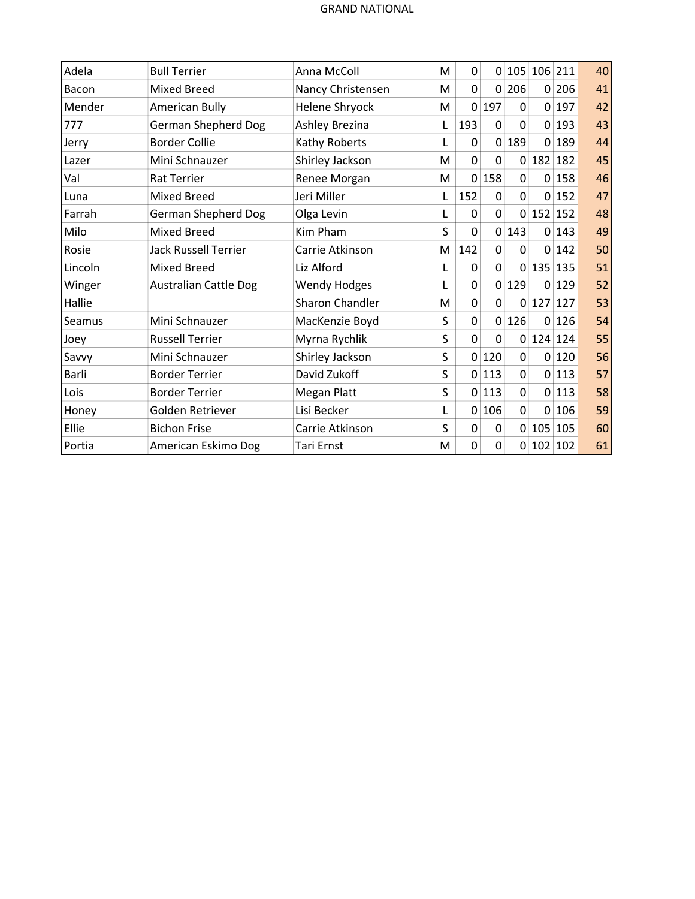GRAND NATIONAL

| | | | | | | | | | |
|---|---|---|---|---|---|---|---|---|---|
| Adela | Bull Terrier | Anna McColl | M | 0 | 0 | 105 | 106 | 211 | 40 |
| Bacon | Mixed Breed | Nancy Christensen | M | 0 | 0 | 206 | 0 | 206 | 41 |
| Mender | American Bully | Helene Shryock | M | 0 | 197 | 0 | 0 | 197 | 42 |
| 777 | German Shepherd Dog | Ashley Brezina | L | 193 | 0 | 0 | 0 | 193 | 43 |
| Jerry | Border Collie | Kathy Roberts | L | 0 | 0 | 189 | 0 | 189 | 44 |
| Lazer | Mini Schnauzer | Shirley Jackson | M | 0 | 0 | 0 | 182 | 182 | 45 |
| Val | Rat Terrier | Renee Morgan | M | 0 | 158 | 0 | 0 | 158 | 46 |
| Luna | Mixed Breed | Jeri Miller | L | 152 | 0 | 0 | 0 | 152 | 47 |
| Farrah | German Shepherd Dog | Olga Levin | L | 0 | 0 | 0 | 152 | 152 | 48 |
| Milo | Mixed Breed | Kim Pham | S | 0 | 0 | 143 | 0 | 143 | 49 |
| Rosie | Jack Russell Terrier | Carrie Atkinson | M | 142 | 0 | 0 | 0 | 142 | 50 |
| Lincoln | Mixed Breed | Liz Alford | L | 0 | 0 | 0 | 135 | 135 | 51 |
| Winger | Australian Cattle Dog | Wendy Hodges | L | 0 | 0 | 129 | 0 | 129 | 52 |
| Hallie | | Sharon Chandler | M | 0 | 0 | 0 | 127 | 127 | 53 |
| Seamus | Mini Schnauzer | MacKenzie Boyd | S | 0 | 0 | 126 | 0 | 126 | 54 |
| Joey | Russell Terrier | Myrna Rychlik | S | 0 | 0 | 0 | 124 | 124 | 55 |
| Savvy | Mini Schnauzer | Shirley Jackson | S | 0 | 120 | 0 | 0 | 120 | 56 |
| Barli | Border Terrier | David Zukoff | S | 0 | 113 | 0 | 0 | 113 | 57 |
| Lois | Border Terrier | Megan Platt | S | 0 | 113 | 0 | 0 | 113 | 58 |
| Honey | Golden Retriever | Lisi Becker | L | 0 | 106 | 0 | 0 | 106 | 59 |
| Ellie | Bichon Frise | Carrie Atkinson | S | 0 | 0 | 0 | 105 | 105 | 60 |
| Portia | American Eskimo Dog | Tari Ernst | M | 0 | 0 | 0 | 102 | 102 | 61 |